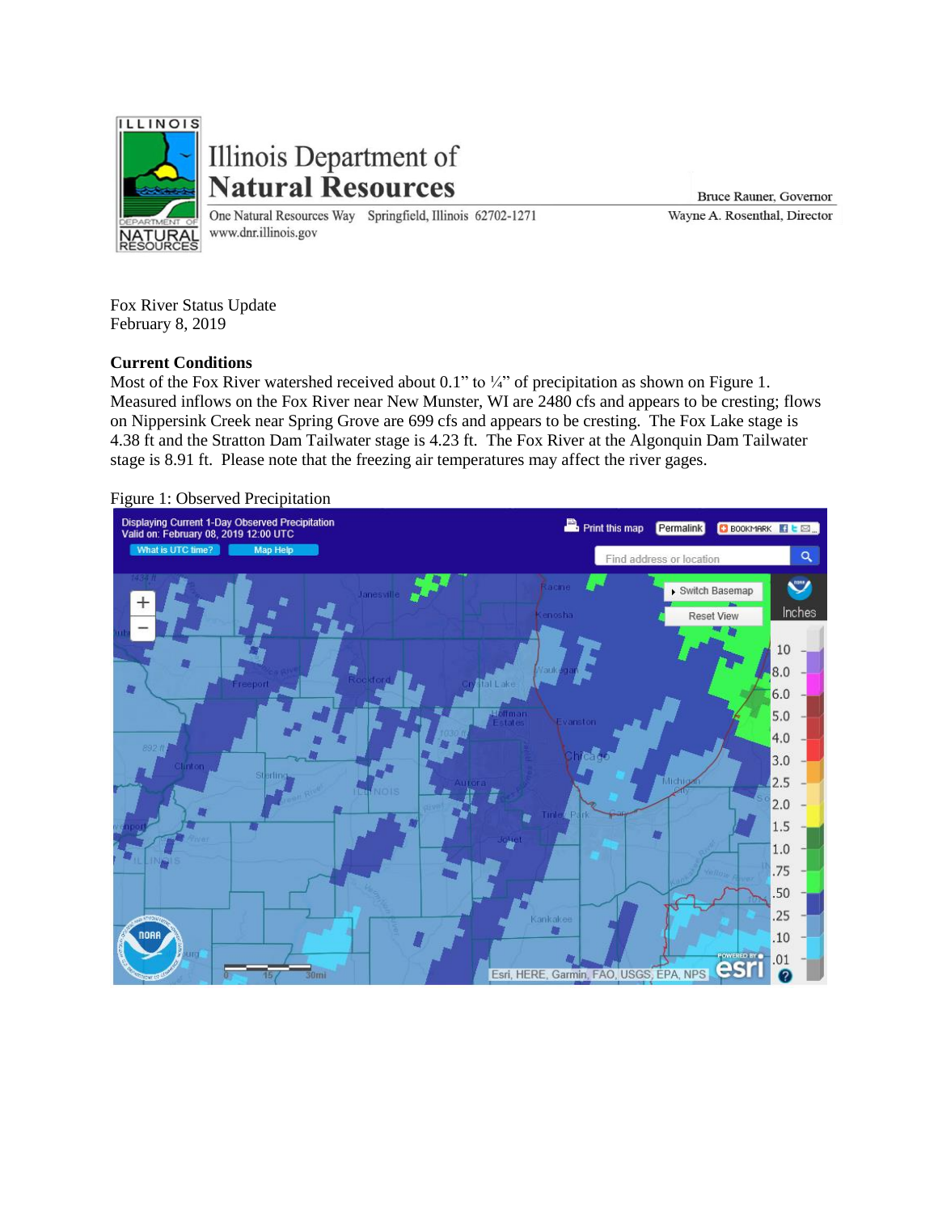Illinois Department of **Natural Resources**

One Natural Resources Way Springfield, Illinois 62702-1271
www.dnr.illinois.gov

Bruce Rauner, Governor
Wayne A. Rosenthal, Director

Fox River Status Update
February 8, 2019

**Current Conditions**

Most of the Fox River watershed received about 0.1" to ¼" of precipitation as shown on Figure 1. Measured inflows on the Fox River near New Munster, WI are 2480 cfs and appears to be cresting; flows on Nippersink Creek near Spring Grove are 699 cfs and appears to be cresting. The Fox Lake stage is 4.38 ft and the Stratton Dam Tailwater stage is 4.23 ft. The Fox River at the Algonquin Dam Tailwater stage is 8.91 ft. Please note that the freezing air temperatures may affect the river gages.

Figure 1: Observed Precipitation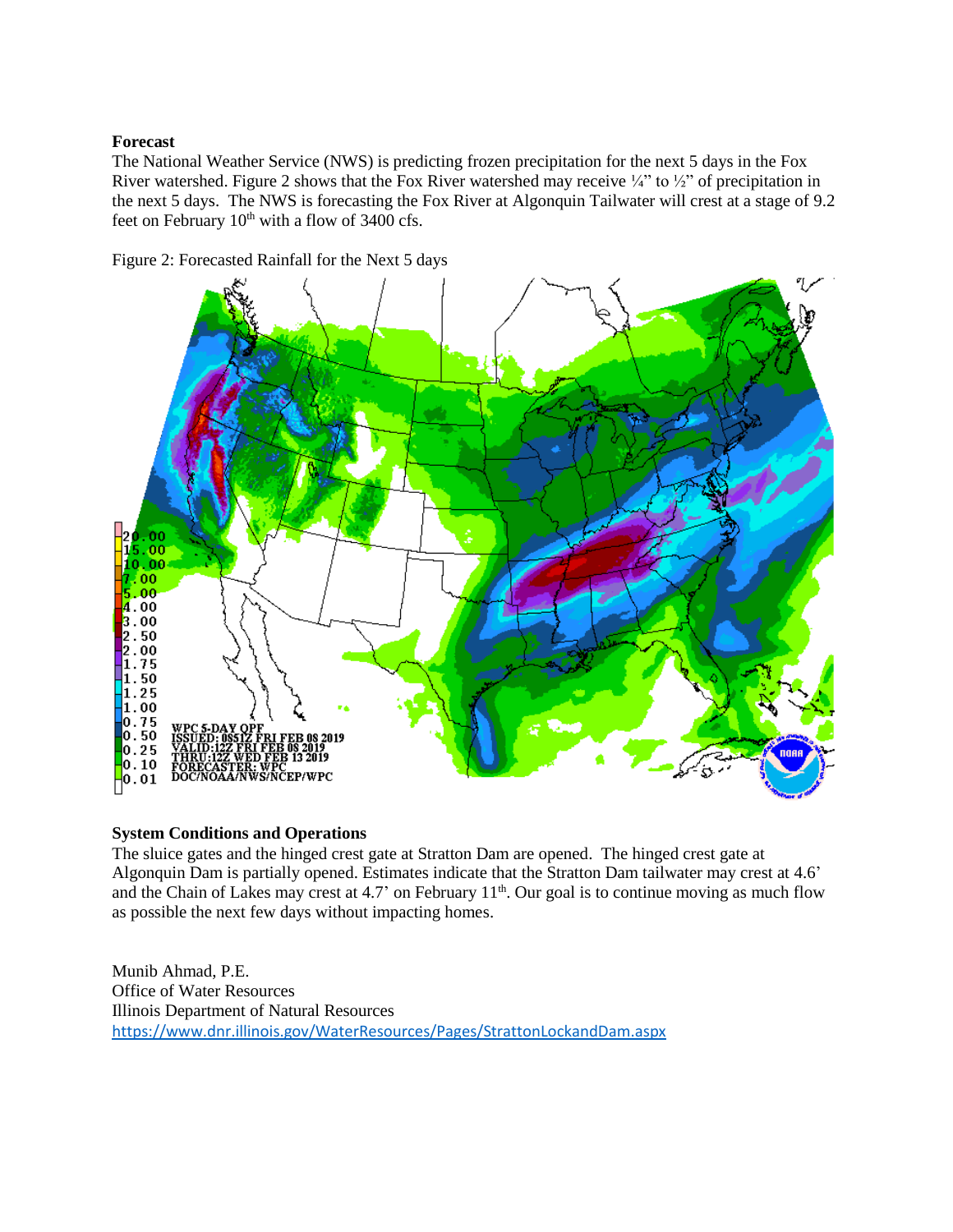**Forecast**

The National Weather Service (NWS) is predicting frozen precipitation for the next 5 days in the Fox River watershed. Figure 2 shows that the Fox River watershed may receive ¼" to ½" of precipitation in the next 5 days. The NWS is forecasting the Fox River at Algonquin Tailwater will crest at a stage of 9.2 feet on February 10th with a flow of 3400 cfs.

Figure 2: Forecasted Rainfall for the Next 5 days

20.00
15.00
10.00
7.00
5.00
4.00
3.00
2.50
2.00
1.75
1.50
1.25
1.00
0.75
0.50
0.25
0.10
0.01

WPC 5-DAY QPF
ISSUED: 0851Z FRI FEB 08 2019
VALID:12Z FRI FEB 08 2019
THRU:12Z WED FEB 13 2019
FORECASTER: WPC
DOC/NOAA/NWS/NCEP/WPC

**System Conditions and Operations**

The sluice gates and the hinged crest gate at Stratton Dam are opened. The hinged crest gate at Algonquin Dam is partially opened. Estimates indicate that the Stratton Dam tailwater may crest at 4.6' and the Chain of Lakes may crest at 4.7' on February 11th. Our goal is to continue moving as much flow as possible the next few days without impacting homes.

Munib Ahmad, P.E.
Office of Water Resources
Illinois Department of Natural Resources
https://www.dnr.illinois.gov/WaterResources/Pages/StrattonLockandDam.aspx